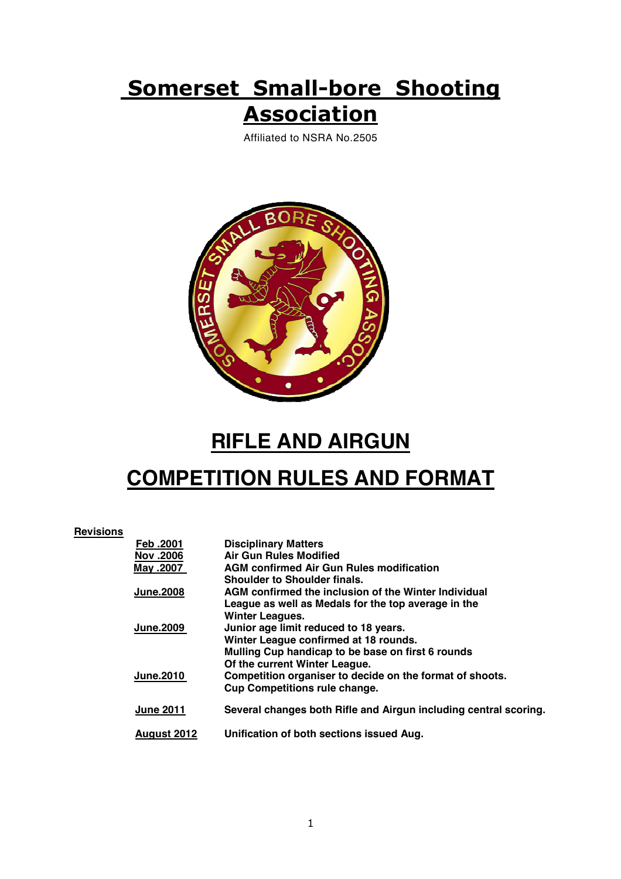# Somerset Small-bore Shooting Association

Affiliated to NSRA No.2505

# RIFLE AND AIRGUN

# COMPETITION RULES AND FORMAT

**Revisions**

| | |
|---|---|
| **Feb .2001** | **Disciplinary Matters** |
| **Nov .2006** | **Air Gun Rules Modified** |
| **May .2007** | **AGM confirmed Air Gun Rules modification**<br>**Shoulder to Shoulder finals.** |
| **June.2008** | **AGM confirmed the inclusion of the Winter Individual League as well as Medals for the top average in the Winter Leagues.** |
| **June.2009** | **Junior age limit reduced to 18 years.**<br>**Winter League confirmed at 18 rounds.**<br>**Mulling Cup handicap to be base on first 6 rounds Of the current Winter League.** |
| **June.2010** | **Competition organiser to decide on the format of shoots.**<br>**Cup Competitions rule change.** |
| **June 2011** | **Several changes both Rifle and Airgun including central scoring.** |
| **August 2012** | **Unification of both sections issued Aug.** |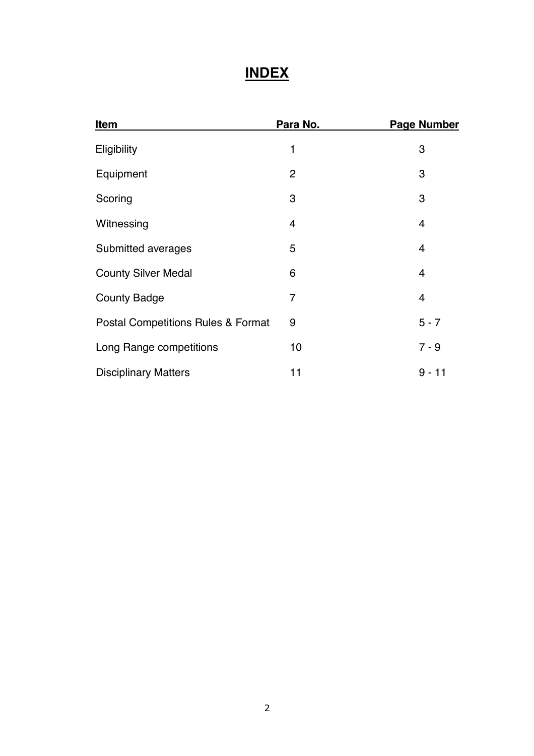# INDEX

| Item | Para No. | Page Number |
| --- | --- | --- |
| Eligibility | 1 | 3 |
| Equipment | 2 | 3 |
| Scoring | 3 | 3 |
| Witnessing | 4 | 4 |
| Submitted averages | 5 | 4 |
| County Silver Medal | 6 | 4 |
| County Badge | 7 | 4 |
| Postal Competitions Rules & Format | 9 | 5 - 7 |
| Long Range competitions | 10 | 7 - 9 |
| Disciplinary Matters | 11 | 9 - 11 |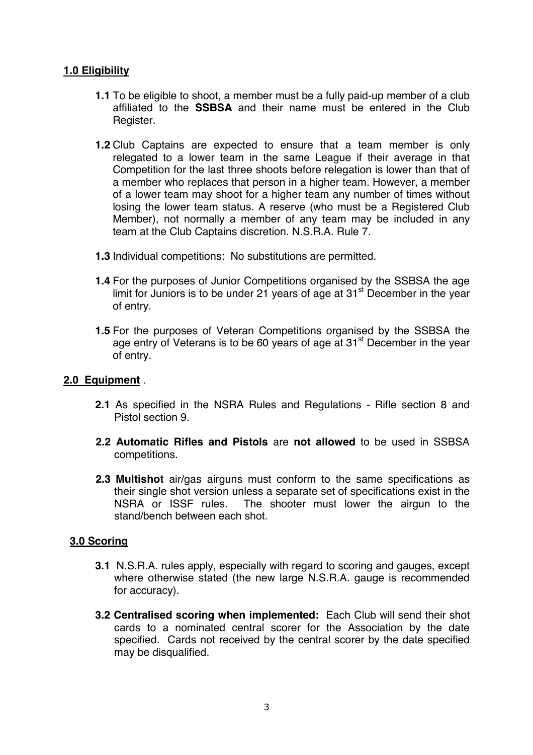## **1.0 Eligibility**

**1.1** To be eligible to shoot, a member must be a fully paid-up member of a club affiliated to the **SSBSA** and their name must be entered in the Club Register.

**1.2** Club Captains are expected to ensure that a team member is only relegated to a lower team in the same League if their average in that Competition for the last three shoots before relegation is lower than that of a member who replaces that person in a higher team. However, a member of a lower team may shoot for a higher team any number of times without losing the lower team status. A reserve (who must be a Registered Club Member), not normally a member of any team may be included in any team at the Club Captains discretion. N.S.R.A. Rule 7.

**1.3** Individual competitions: No substitutions are permitted.

**1.4** For the purposes of Junior Competitions organised by the SSBSA the age limit for Juniors is to be under 21 years of age at 31st December in the year of entry.

**1.5** For the purposes of Veteran Competitions organised by the SSBSA the age entry of Veterans is to be 60 years of age at 31st December in the year of entry.

## **2.0 Equipment** .

**2.1** As specified in the NSRA Rules and Regulations - Rifle section 8 and Pistol section 9.

**2.2 Automatic Rifles and Pistols** are **not allowed** to be used in SSBSA competitions.

**2.3 Multishot** air/gas airguns must conform to the same specifications as their single shot version unless a separate set of specifications exist in the NSRA or ISSF rules. The shooter must lower the airgun to the stand/bench between each shot.

## **3.0 Scoring**

**3.1** N.S.R.A. rules apply, especially with regard to scoring and gauges, except where otherwise stated (the new large N.S.R.A. gauge is recommended for accuracy).

**3.2 Centralised scoring when implemented:** Each Club will send their shot cards to a nominated central scorer for the Association by the date specified. Cards not received by the central scorer by the date specified may be disqualified.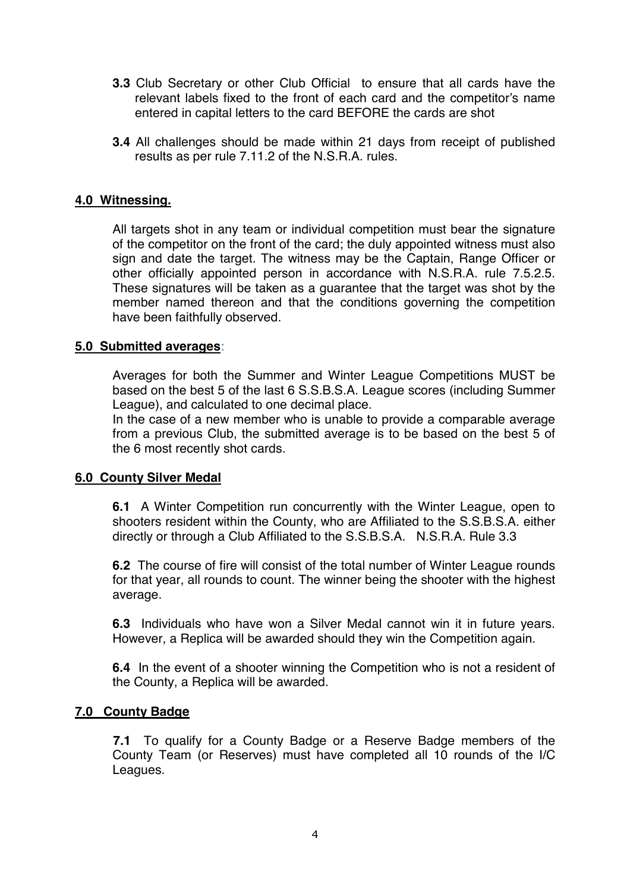**3.3** Club Secretary or other Club Official to ensure that all cards have the relevant labels fixed to the front of each card and the competitor's name entered in capital letters to the card BEFORE the cards are shot

**3.4** All challenges should be made within 21 days from receipt of published results as per rule 7.11.2 of the N.S.R.A. rules.

## 4.0 Witnessing.

All targets shot in any team or individual competition must bear the signature of the competitor on the front of the card; the duly appointed witness must also sign and date the target. The witness may be the Captain, Range Officer or other officially appointed person in accordance with N.S.R.A. rule 7.5.2.5. These signatures will be taken as a guarantee that the target was shot by the member named thereon and that the conditions governing the competition have been faithfully observed.

## 5.0 Submitted averages:

Averages for both the Summer and Winter League Competitions MUST be based on the best 5 of the last 6 S.S.B.S.A. League scores (including Summer League), and calculated to one decimal place.
In the case of a new member who is unable to provide a comparable average from a previous Club, the submitted average is to be based on the best 5 of the 6 most recently shot cards.

## 6.0 County Silver Medal

**6.1** A Winter Competition run concurrently with the Winter League, open to shooters resident within the County, who are Affiliated to the S.S.B.S.A. either directly or through a Club Affiliated to the S.S.B.S.A. N.S.R.A. Rule 3.3

**6.2** The course of fire will consist of the total number of Winter League rounds for that year, all rounds to count. The winner being the shooter with the highest average.

**6.3** Individuals who have won a Silver Medal cannot win it in future years. However, a Replica will be awarded should they win the Competition again.

**6.4** In the event of a shooter winning the Competition who is not a resident of the County, a Replica will be awarded.

## 7.0 County Badge

**7.1** To qualify for a County Badge or a Reserve Badge members of the County Team (or Reserves) must have completed all 10 rounds of the I/C Leagues.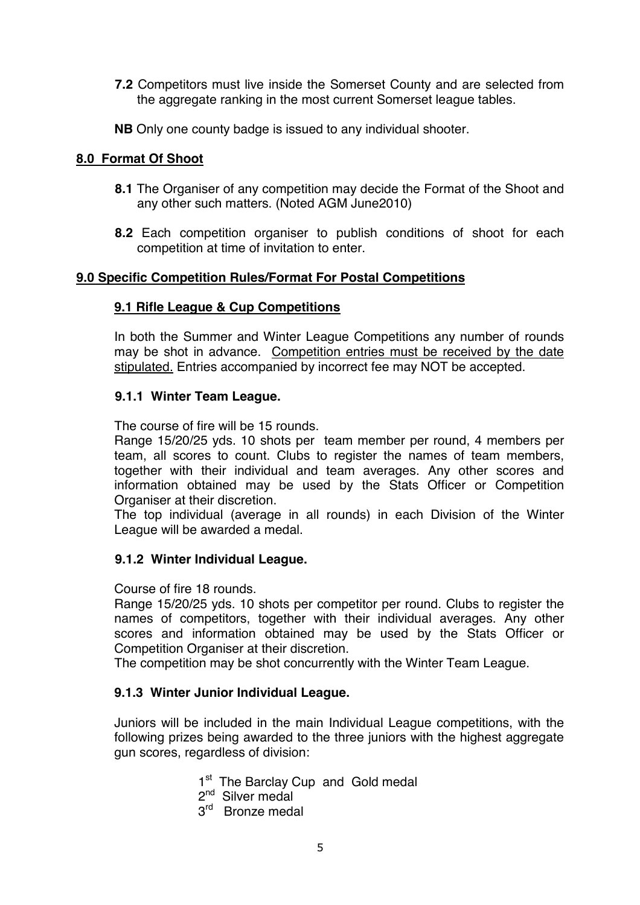**7.2** Competitors must live inside the Somerset County and are selected from the aggregate ranking in the most current Somerset league tables.

**NB** Only one county badge is issued to any individual shooter.

## 8.0 Format Of Shoot

**8.1** The Organiser of any competition may decide the Format of the Shoot and any other such matters. (Noted AGM June2010)

**8.2** Each competition organiser to publish conditions of shoot for each competition at time of invitation to enter.

## 9.0 Specific Competition Rules/Format For Postal Competitions

### 9.1 Rifle League & Cup Competitions

In both the Summer and Winter League Competitions any number of rounds may be shot in advance. <u>Competition entries must be received by the date stipulated.</u> Entries accompanied by incorrect fee may NOT be accepted.

#### 9.1.1 Winter Team League.

The course of fire will be 15 rounds.

Range 15/20/25 yds. 10 shots per team member per round, 4 members per team, all scores to count. Clubs to register the names of team members, together with their individual and team averages. Any other scores and information obtained may be used by the Stats Officer or Competition Organiser at their discretion.

The top individual (average in all rounds) in each Division of the Winter League will be awarded a medal.

#### 9.1.2 Winter Individual League.

Course of fire 18 rounds.

Range 15/20/25 yds. 10 shots per competitor per round. Clubs to register the names of competitors, together with their individual averages. Any other scores and information obtained may be used by the Stats Officer or Competition Organiser at their discretion.

The competition may be shot concurrently with the Winter Team League.

#### 9.1.3 Winter Junior Individual League.

Juniors will be included in the main Individual League competitions, with the following prizes being awarded to the three juniors with the highest aggregate gun scores, regardless of division:

1st The Barclay Cup and Gold medal
2nd Silver medal
3rd Bronze medal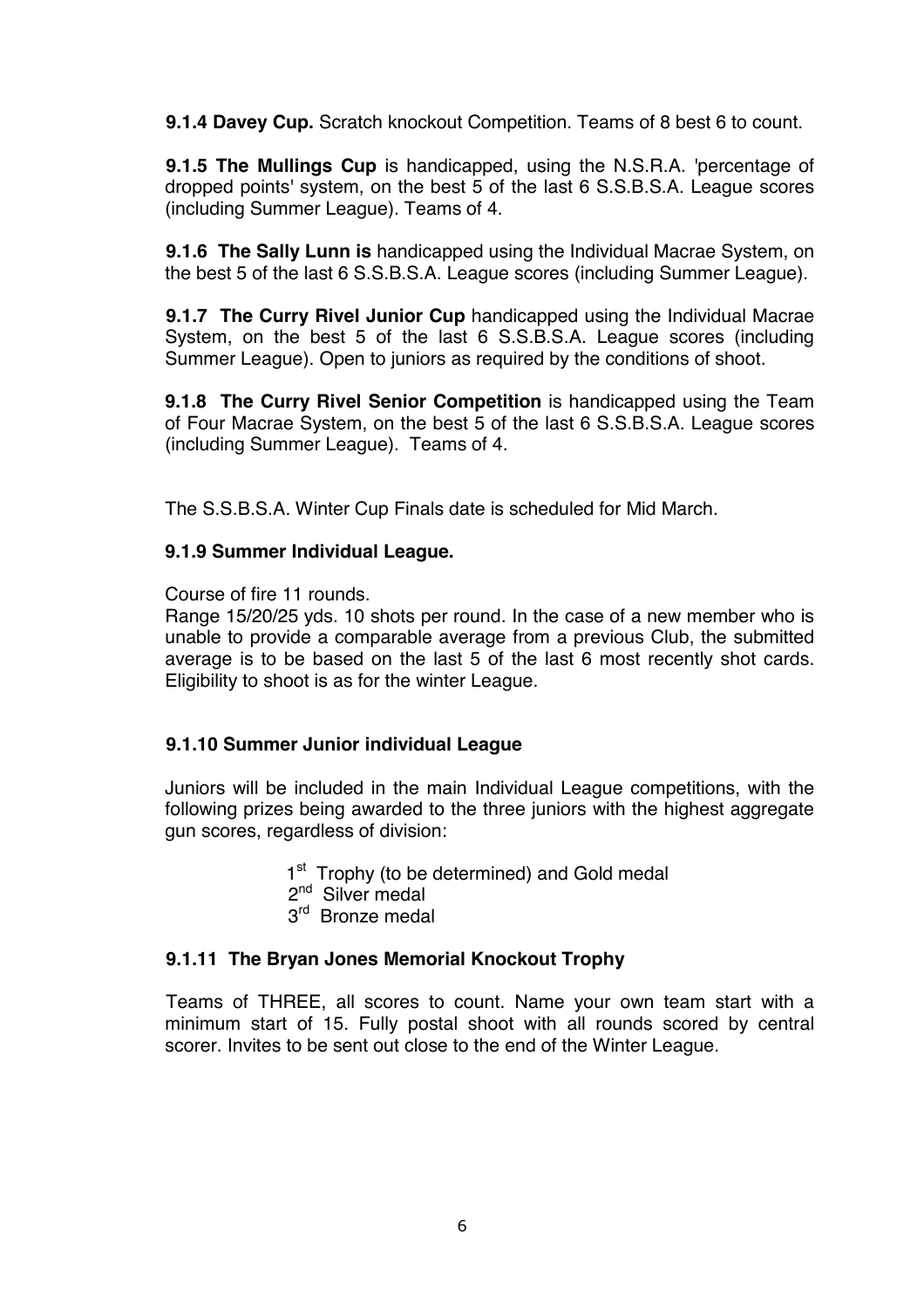**9.1.4 Davey Cup.** Scratch knockout Competition. Teams of 8 best 6 to count.

**9.1.5 The Mullings Cup** is handicapped, using the N.S.R.A. 'percentage of dropped points' system, on the best 5 of the last 6 S.S.B.S.A. League scores (including Summer League). Teams of 4.

**9.1.6 The Sally Lunn is** handicapped using the Individual Macrae System, on the best 5 of the last 6 S.S.B.S.A. League scores (including Summer League).

**9.1.7 The Curry Rivel Junior Cup** handicapped using the Individual Macrae System, on the best 5 of the last 6 S.S.B.S.A. League scores (including Summer League). Open to juniors as required by the conditions of shoot.

**9.1.8 The Curry Rivel Senior Competition** is handicapped using the Team of Four Macrae System, on the best 5 of the last 6 S.S.B.S.A. League scores (including Summer League). Teams of 4.

The S.S.B.S.A. Winter Cup Finals date is scheduled for Mid March.

**9.1.9 Summer Individual League.**

Course of fire 11 rounds.
Range 15/20/25 yds. 10 shots per round. In the case of a new member who is unable to provide a comparable average from a previous Club, the submitted average is to be based on the last 5 of the last 6 most recently shot cards. Eligibility to shoot is as for the winter League.

**9.1.10 Summer Junior individual League**

Juniors will be included in the main Individual League competitions, with the following prizes being awarded to the three juniors with the highest aggregate gun scores, regardless of division:

1st Trophy (to be determined) and Gold medal
2nd Silver medal
3rd Bronze medal

**9.1.11 The Bryan Jones Memorial Knockout Trophy**

Teams of THREE, all scores to count. Name your own team start with a minimum start of 15. Fully postal shoot with all rounds scored by central scorer. Invites to be sent out close to the end of the Winter League.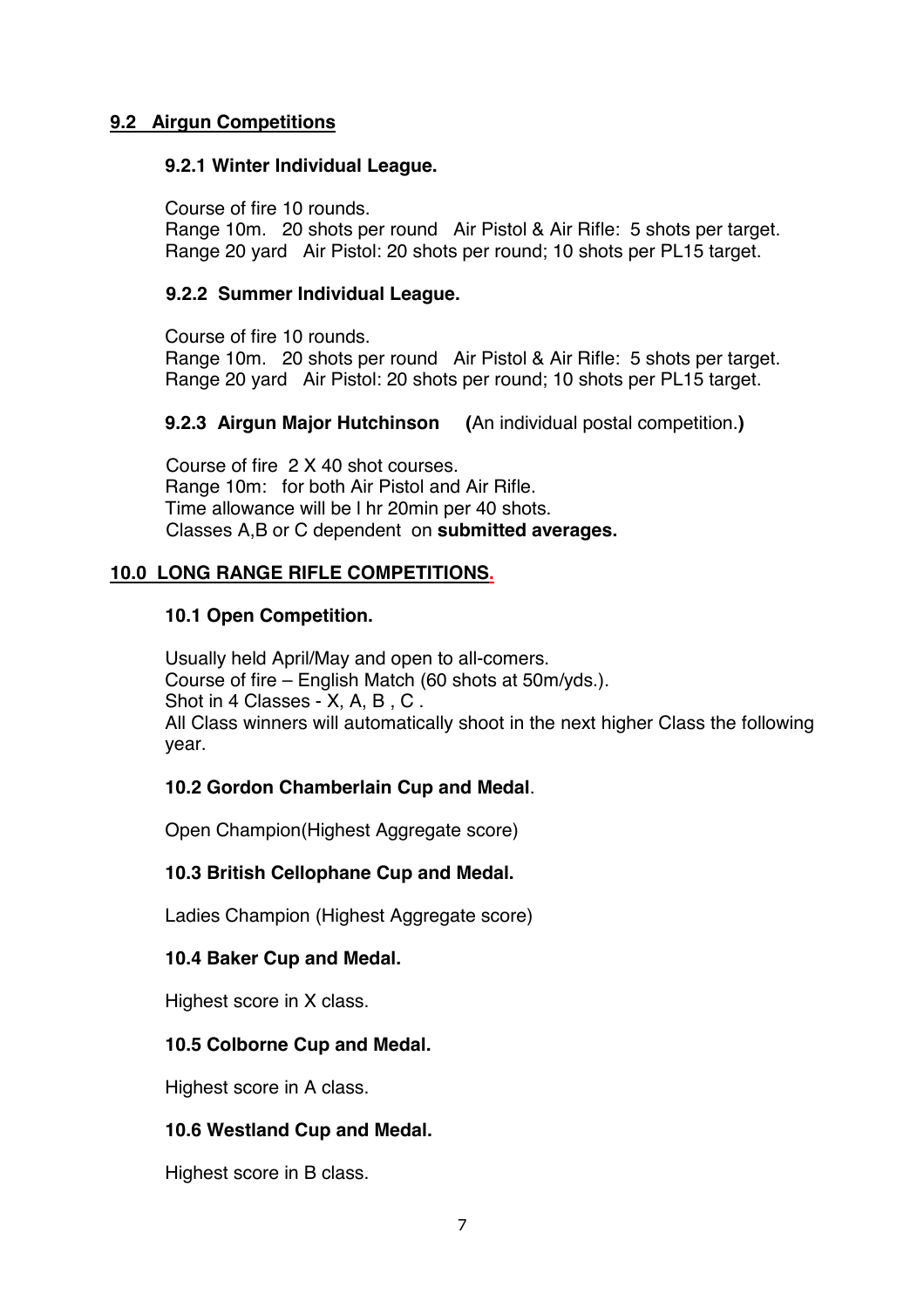## 9.2 Airgun Competitions

### 9.2.1 Winter Individual League.

Course of fire 10 rounds.
Range 10m. 20 shots per round Air Pistol & Air Rifle: 5 shots per target.
Range 20 yard Air Pistol: 20 shots per round; 10 shots per PL15 target.

### 9.2.2 Summer Individual League.

Course of fire 10 rounds.
Range 10m. 20 shots per round Air Pistol & Air Rifle: 5 shots per target.
Range 20 yard Air Pistol: 20 shots per round; 10 shots per PL15 target.

### 9.2.3 Airgun Major Hutchinson **(**An individual postal competition.**)**

Course of fire 2 X 40 shot courses.
Range 10m: for both Air Pistol and Air Rifle.
Time allowance will be l hr 20min per 40 shots.
Classes A,B or C dependent on **submitted averages.**

## 10.0 LONG RANGE RIFLE COMPETITIONS.

### 10.1 Open Competition.

Usually held April/May and open to all-comers.
Course of fire – English Match (60 shots at 50m/yds.).
Shot in 4 Classes - X, A, B , C .
All Class winners will automatically shoot in the next higher Class the following year.

### 10.2 Gordon Chamberlain Cup and Medal.

Open Champion(Highest Aggregate score)

### 10.3 British Cellophane Cup and Medal.

Ladies Champion (Highest Aggregate score)

### 10.4 Baker Cup and Medal.

Highest score in X class.

### 10.5 Colborne Cup and Medal.

Highest score in A class.

### 10.6 Westland Cup and Medal.

Highest score in B class.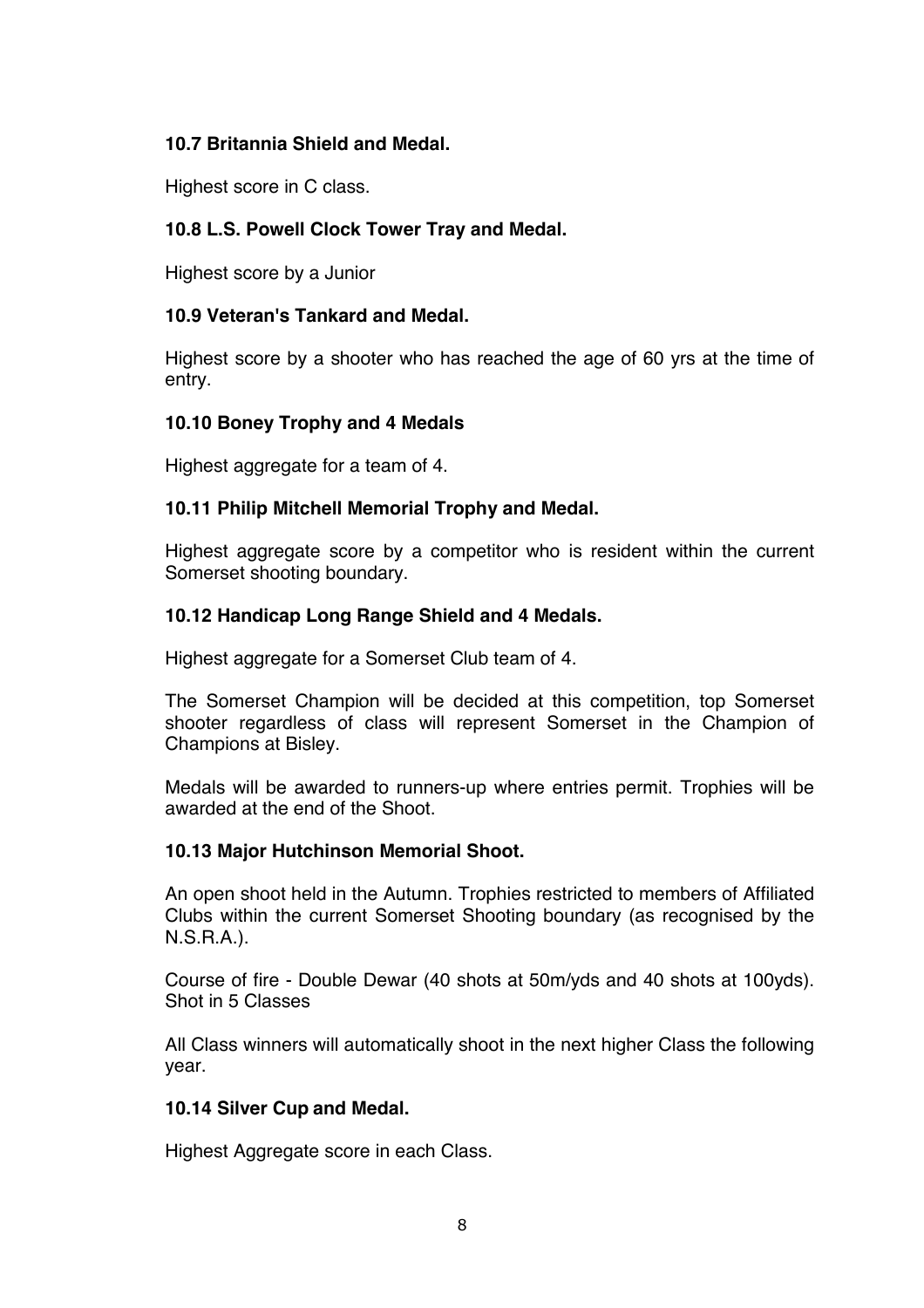**10.7 Britannia Shield and Medal.**

Highest score in C class.

**10.8 L.S. Powell Clock Tower Tray and Medal.**

Highest score by a Junior

**10.9 Veteran's Tankard and Medal.**

Highest score by a shooter who has reached the age of 60 yrs at the time of entry.

**10.10 Boney Trophy and 4 Medals**

Highest aggregate for a team of 4.

**10.11 Philip Mitchell Memorial Trophy and Medal.**

Highest aggregate score by a competitor who is resident within the current Somerset shooting boundary.

**10.12 Handicap Long Range Shield and 4 Medals.**

Highest aggregate for a Somerset Club team of 4.

The Somerset Champion will be decided at this competition, top Somerset shooter regardless of class will represent Somerset in the Champion of Champions at Bisley.

Medals will be awarded to runners-up where entries permit. Trophies will be awarded at the end of the Shoot.

**10.13 Major Hutchinson Memorial Shoot.**

An open shoot held in the Autumn. Trophies restricted to members of Affiliated Clubs within the current Somerset Shooting boundary (as recognised by the N.S.R.A.).

Course of fire - Double Dewar (40 shots at 50m/yds and 40 shots at 100yds). Shot in 5 Classes

All Class winners will automatically shoot in the next higher Class the following year.

**10.14 Silver Cup and Medal.**

Highest Aggregate score in each Class.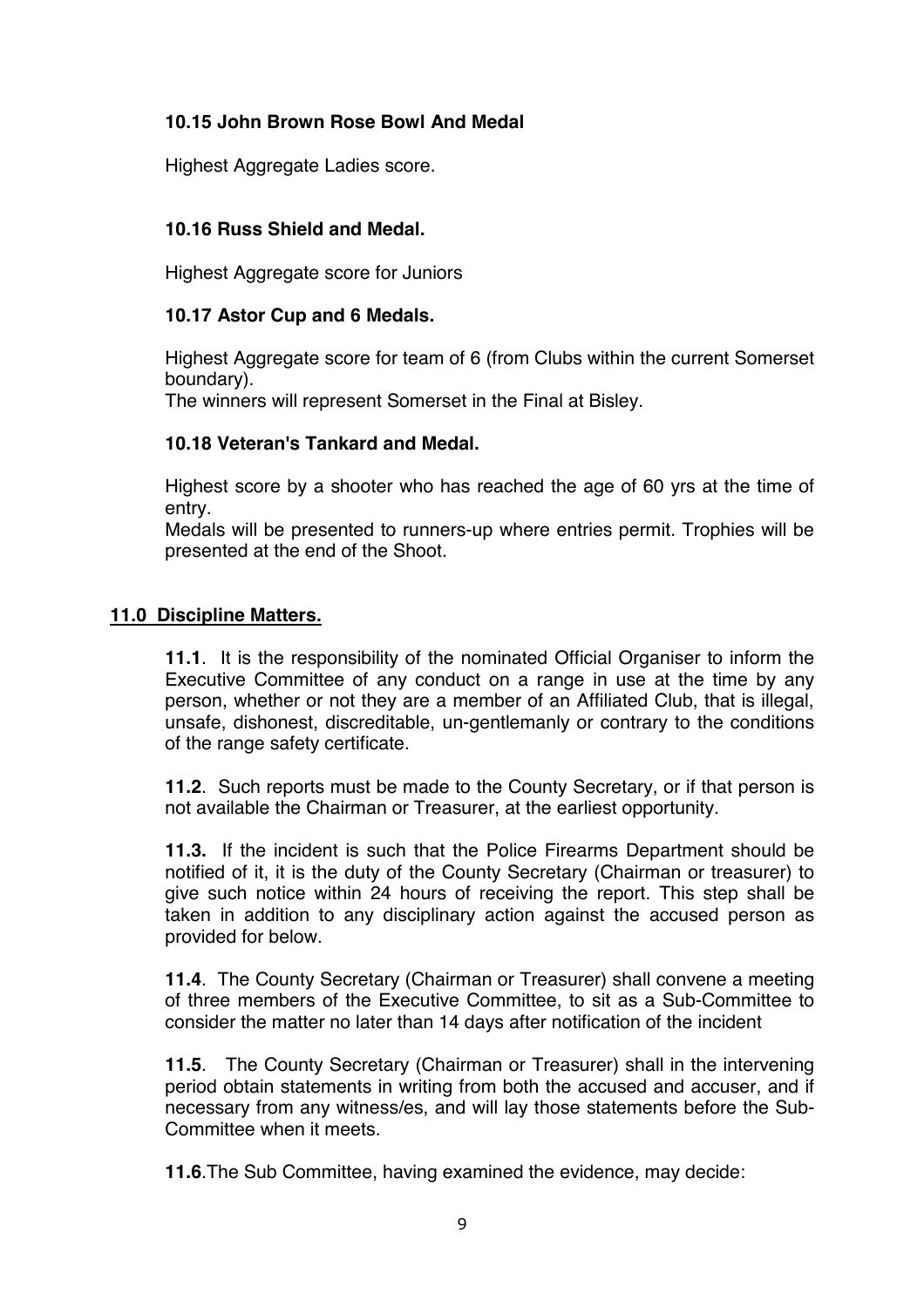**10.15 John Brown Rose Bowl And Medal**

Highest Aggregate Ladies score.

**10.16 Russ Shield and Medal.**

Highest Aggregate score for Juniors

**10.17 Astor Cup and 6 Medals.**

Highest Aggregate score for team of 6 (from Clubs within the current Somerset boundary).
The winners will represent Somerset in the Final at Bisley.

**10.18 Veteran's Tankard and Medal.**

Highest score by a shooter who has reached the age of 60 yrs at the time of entry.
Medals will be presented to runners-up where entries permit. Trophies will be presented at the end of the Shoot.

## 11.0 Discipline Matters.

**11.1**. It is the responsibility of the nominated Official Organiser to inform the Executive Committee of any conduct on a range in use at the time by any person, whether or not they are a member of an Affiliated Club, that is illegal, unsafe, dishonest, discreditable, un-gentlemanly or contrary to the conditions of the range safety certificate.

**11.2**. Such reports must be made to the County Secretary, or if that person is not available the Chairman or Treasurer, at the earliest opportunity.

**11.3.** If the incident is such that the Police Firearms Department should be notified of it, it is the duty of the County Secretary (Chairman or treasurer) to give such notice within 24 hours of receiving the report. This step shall be taken in addition to any disciplinary action against the accused person as provided for below.

**11.4**. The County Secretary (Chairman or Treasurer) shall convene a meeting of three members of the Executive Committee, to sit as a Sub-Committee to consider the matter no later than 14 days after notification of the incident

**11.5**. The County Secretary (Chairman or Treasurer) shall in the intervening period obtain statements in writing from both the accused and accuser, and if necessary from any witness/es, and will lay those statements before the Sub-Committee when it meets.

**11.6**.The Sub Committee, having examined the evidence, may decide: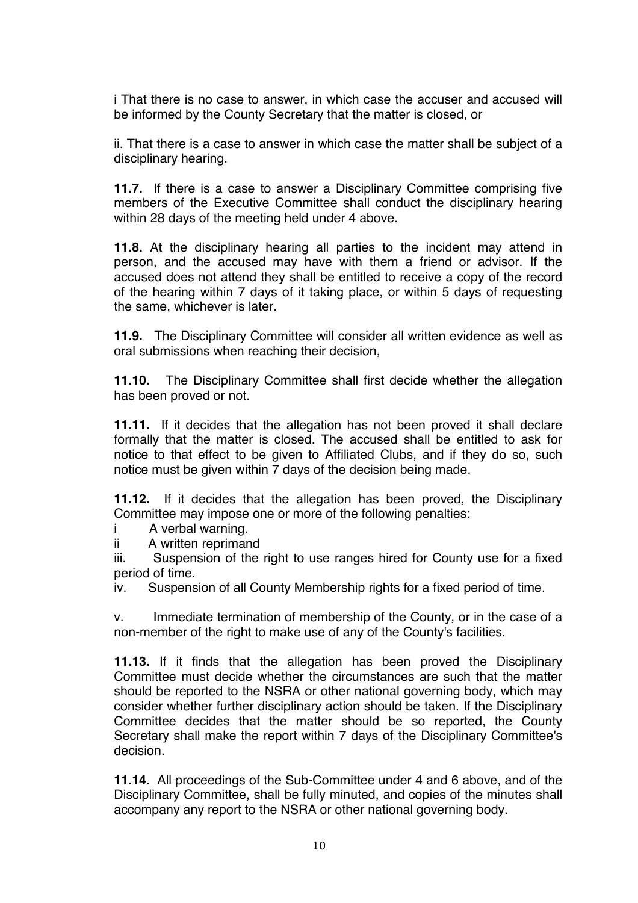i That there is no case to answer, in which case the accuser and accused will be informed by the County Secretary that the matter is closed, or

ii. That there is a case to answer in which case the matter shall be subject of a disciplinary hearing.

**11.7.** If there is a case to answer a Disciplinary Committee comprising five members of the Executive Committee shall conduct the disciplinary hearing within 28 days of the meeting held under 4 above.

**11.8.** At the disciplinary hearing all parties to the incident may attend in person, and the accused may have with them a friend or advisor. If the accused does not attend they shall be entitled to receive a copy of the record of the hearing within 7 days of it taking place, or within 5 days of requesting the same, whichever is later.

**11.9.** The Disciplinary Committee will consider all written evidence as well as oral submissions when reaching their decision,

**11.10.** The Disciplinary Committee shall first decide whether the allegation has been proved or not.

**11.11.** If it decides that the allegation has not been proved it shall declare formally that the matter is closed. The accused shall be entitled to ask for notice to that effect to be given to Affiliated Clubs, and if they do so, such notice must be given within 7 days of the decision being made.

**11.12.** If it decides that the allegation has been proved, the Disciplinary Committee may impose one or more of the following penalties:

i A verbal warning.

ii A written reprimand

iii. Suspension of the right to use ranges hired for County use for a fixed period of time.

iv. Suspension of all County Membership rights for a fixed period of time.

v. Immediate termination of membership of the County, or in the case of a non-member of the right to make use of any of the County's facilities.

**11.13.** If it finds that the allegation has been proved the Disciplinary Committee must decide whether the circumstances are such that the matter should be reported to the NSRA or other national governing body, which may consider whether further disciplinary action should be taken. If the Disciplinary Committee decides that the matter should be so reported, the County Secretary shall make the report within 7 days of the Disciplinary Committee's decision.

**11.14**. All proceedings of the Sub-Committee under 4 and 6 above, and of the Disciplinary Committee, shall be fully minuted, and copies of the minutes shall accompany any report to the NSRA or other national governing body.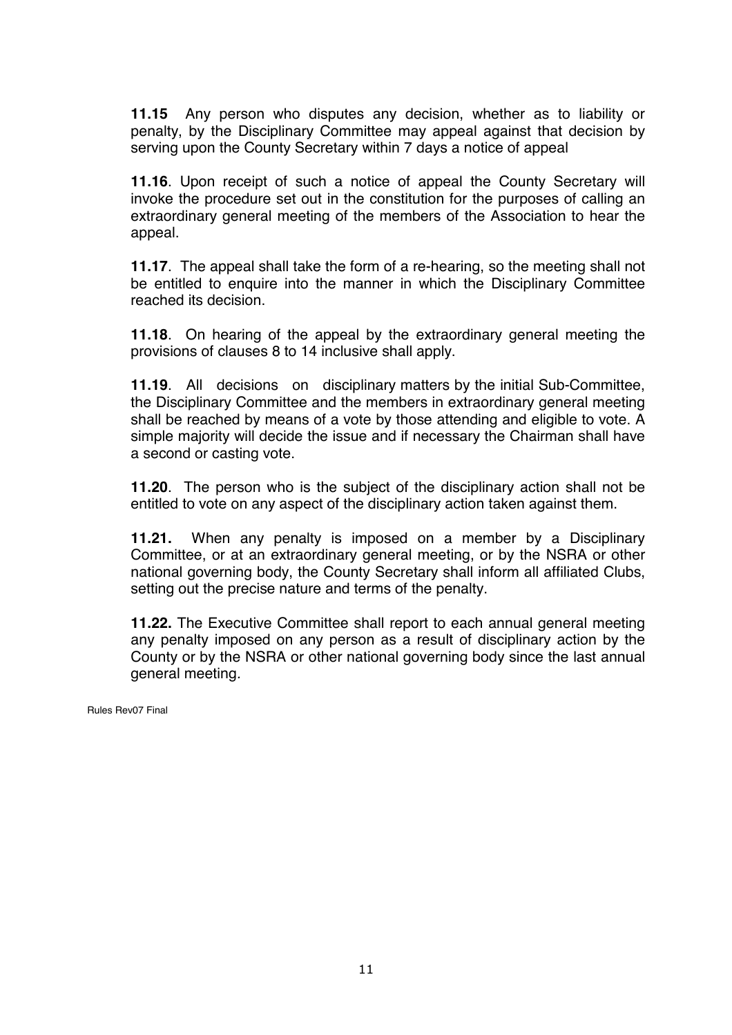**11.15** Any person who disputes any decision, whether as to liability or penalty, by the Disciplinary Committee may appeal against that decision by serving upon the County Secretary within 7 days a notice of appeal

**11.16**. Upon receipt of such a notice of appeal the County Secretary will invoke the procedure set out in the constitution for the purposes of calling an extraordinary general meeting of the members of the Association to hear the appeal.

**11.17**. The appeal shall take the form of a re-hearing, so the meeting shall not be entitled to enquire into the manner in which the Disciplinary Committee reached its decision.

**11.18**. On hearing of the appeal by the extraordinary general meeting the provisions of clauses 8 to 14 inclusive shall apply.

**11.19**. All decisions on disciplinary matters by the initial Sub-Committee, the Disciplinary Committee and the members in extraordinary general meeting shall be reached by means of a vote by those attending and eligible to vote. A simple majority will decide the issue and if necessary the Chairman shall have a second or casting vote.

**11.20**. The person who is the subject of the disciplinary action shall not be entitled to vote on any aspect of the disciplinary action taken against them.

**11.21.** When any penalty is imposed on a member by a Disciplinary Committee, or at an extraordinary general meeting, or by the NSRA or other national governing body, the County Secretary shall inform all affiliated Clubs, setting out the precise nature and terms of the penalty.

**11.22.** The Executive Committee shall report to each annual general meeting any penalty imposed on any person as a result of disciplinary action by the County or by the NSRA or other national governing body since the last annual general meeting.

Rules Rev07 Final